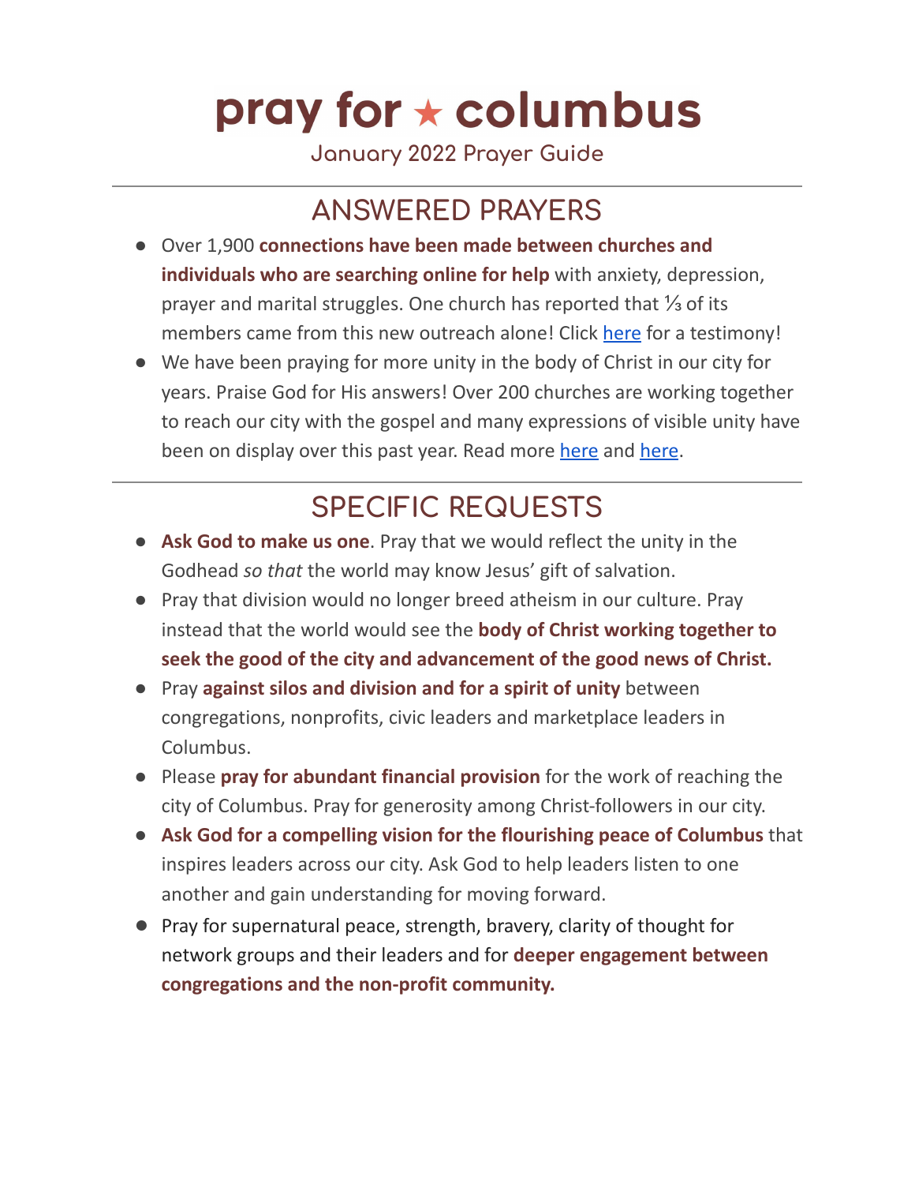# pray for ★ columbus

January 2022 Prayer Guide

## ANSWERED PRAYERS

- Over 1,900 **connections have been made between churches and individuals who are searching online for help** with anxiety, depression, prayer and marital struggles. One church has reported that ⅓ of its members came from this new outreach alone! Click here for a testimony!
- We have been praying for more unity in the body of Christ in our city for years. Praise God for His answers! Over 200 churches are working together to reach our city with the gospel and many expressions of visible unity have been on display over this past year. Read more here and here.

## SPECIFIC REQUESTS

- **Ask God to make us one**. Pray that we would reflect the unity in the Godhead *so that* the world may know Jesus' gift of salvation.
- Pray that division would no longer breed atheism in our culture. Pray instead that the world would see the **body of Christ working together to seek the good of the city and advancement of the good news of Christ.**
- Pray **against silos and division and for a spirit of unity** between congregations, nonprofits, civic leaders and marketplace leaders in Columbus.
- Please **pray for abundant financial provision** for the work of reaching the city of Columbus. Pray for generosity among Christ-followers in our city.
- **Ask God for a compelling vision for the flourishing peace of Columbus** that inspires leaders across our city. Ask God to help leaders listen to one another and gain understanding for moving forward.
- Pray for supernatural peace, strength, bravery, clarity of thought for network groups and their leaders and for **deeper engagement between congregations and the non-profit community.**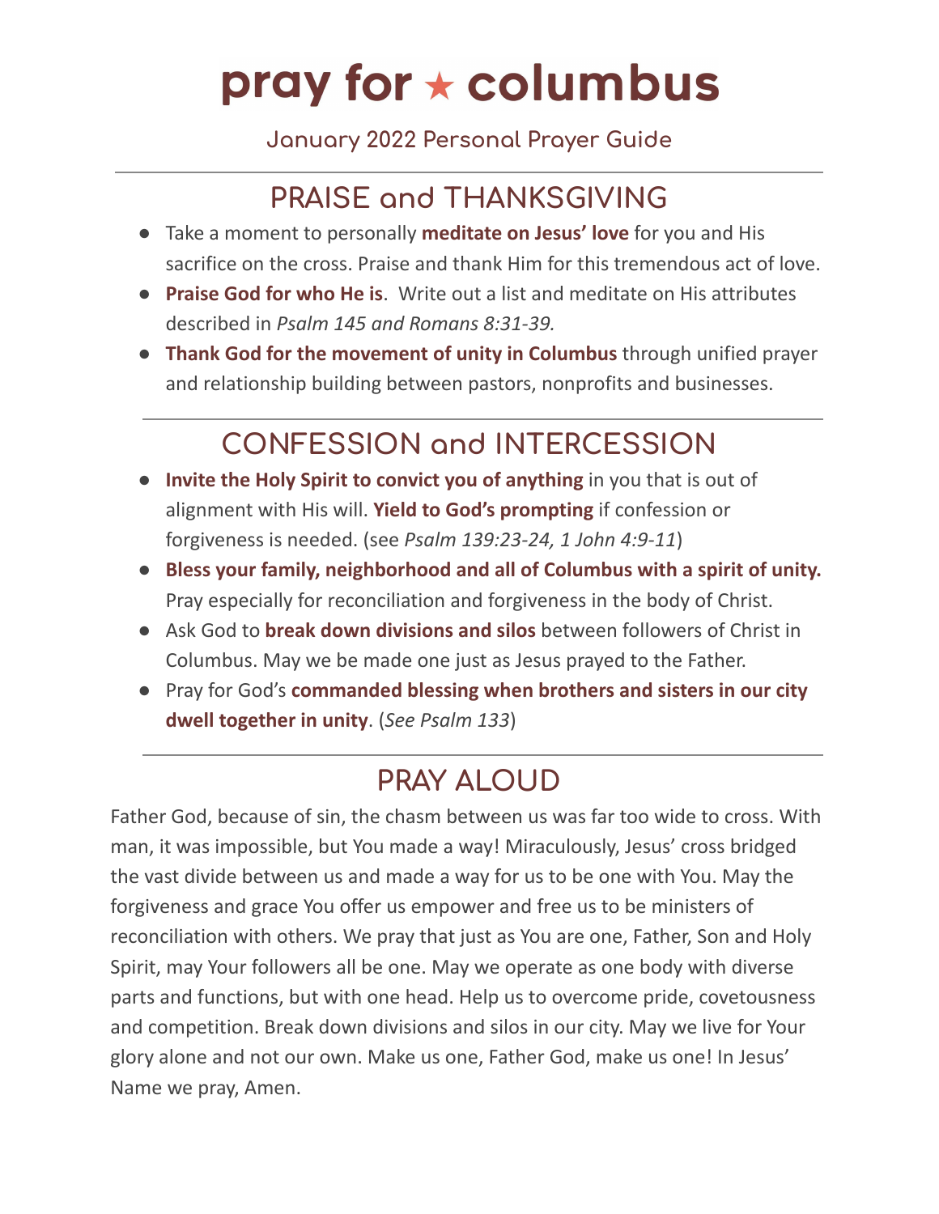# pray for ★ columbus

January 2022 Personal Prayer Guide

---

## PRAISE and THANKSGIVING

- Take a moment to personally **meditate on Jesus' love** for you and His sacrifice on the cross. Praise and thank Him for this tremendous act of love.
- **Praise God for who He is**. Write out a list and meditate on His attributes described in *Psalm 145 and Romans 8:31-39.*
- **Thank God for the movement of unity in Columbus** through unified prayer and relationship building between pastors, nonprofits and businesses.

---

## CONFESSION and INTERCESSION

- **Invite the Holy Spirit to convict you of anything** in you that is out of alignment with His will. **Yield to God's prompting** if confession or forgiveness is needed. (see *Psalm 139:23-24, 1 John 4:9-11*)
- **Bless your family, neighborhood and all of Columbus with a spirit of unity.** Pray especially for reconciliation and forgiveness in the body of Christ.
- Ask God to **break down divisions and silos** between followers of Christ in Columbus. May we be made one just as Jesus prayed to the Father.
- Pray for God's **commanded blessing when brothers and sisters in our city dwell together in unity**. (*See Psalm 133*)

---

## PRAY ALOUD

Father God, because of sin, the chasm between us was far too wide to cross. With man, it was impossible, but You made a way! Miraculously, Jesus' cross bridged the vast divide between us and made a way for us to be one with You. May the forgiveness and grace You offer us empower and free us to be ministers of reconciliation with others. We pray that just as You are one, Father, Son and Holy Spirit, may Your followers all be one. May we operate as one body with diverse parts and functions, but with one head. Help us to overcome pride, covetousness and competition. Break down divisions and silos in our city. May we live for Your glory alone and not our own. Make us one, Father God, make us one! In Jesus' Name we pray, Amen.